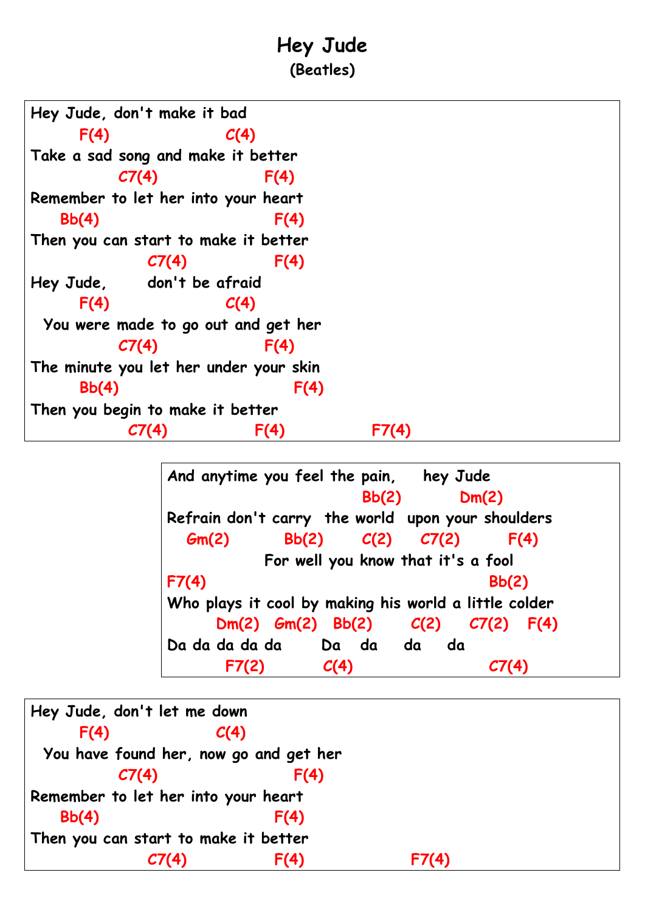# Hey Jude

**(Beatles)**

```
Hey Jude, don't make it bad
       F(4)                C(4)
Take a sad song and make it better
            C7(4)                 F(4)
Remember to let her into your heart
    Bb(4)                          F(4)
Then you can start to make it better
                C7(4)              F(4)
Hey Jude,       don't be afraid
       F(4)                C(4)
  You were made to go out and get her
            C7(4)                 F(4)
The minute you let her under your skin
       Bb(4)                         F(4)
Then you begin to make it better
              C7(4)              F(4)              F7(4)
```

```
And anytime you feel the pain,     hey Jude
                             Bb(2)          Dm(2)
Refrain don't carry  the world  upon your shoulders
   Gm(2)          Bb(2)       C(2)    C7(2)       F(4)
               For well you know that it's a fool
F7(4)                                           Bb(2)
Who plays it cool by making his world a little colder
       Dm(2)  Gm(2)  Bb(2)      C(2)    C7(2)   F(4)
Da da da da da        Da    da     da     da
         F7(2)          C(4)                      C7(4)
```

```
Hey Jude, don't let me down
       F(4)              C(4)
  You have found her, now go and get her
            C7(4)                    F(4)
Remember to let her into your heart
    Bb(4)                          F(4)
Then you can start to make it better
                C7(4)              F(4)                   F7(4)
```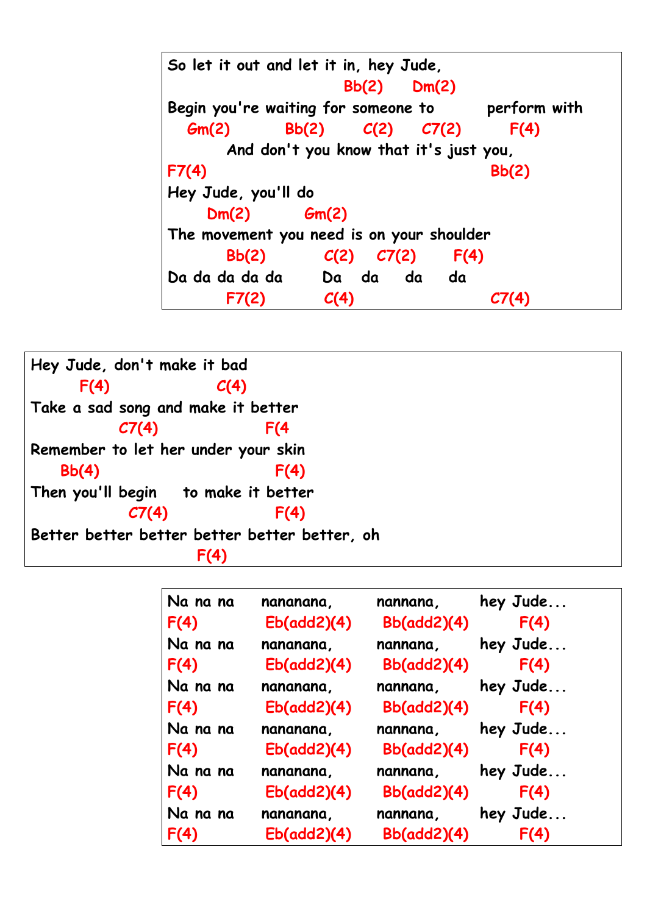```
So let it out and let it in, hey Jude,
                  Bb(2)    Dm(2)
Begin you're waiting for someone to       perform with
  Gm(2)        Bb(2)     C(2)    C7(2)      F(4)
       And don't you know that it's just you,
F7(4)                                        Bb(2)
Hey Jude, you'll do
    Dm(2)        Gm(2)
The movement you need is on your shoulder
       Bb(2)         C(2)   C7(2)     F(4)
Da da da da da       Da   da    da    da
       F7(2)         C(4)                    C7(4)
```

```
Hey Jude, don't make it bad
     F(4)           C(4)
Take a sad song and make it better
          C7(4)           F(4
Remember to let her under your skin
   Bb(4)                   F(4)
Then you'll begin    to make it better
            C7(4)          F(4)
Better better better better better better, oh
                 F(4)
```

```
Na na na    nananana,      nannana,     hey Jude...
F(4)        Eb(add2)(4)    Bb(add2)(4)     F(4)
Na na na    nananana,      nannana,     hey Jude...
F(4)        Eb(add2)(4)    Bb(add2)(4)     F(4)
Na na na    nananana,      nannana,     hey Jude...
F(4)        Eb(add2)(4)    Bb(add2)(4)     F(4)
Na na na    nananana,      nannana,     hey Jude...
F(4)        Eb(add2)(4)    Bb(add2)(4)     F(4)
Na na na    nananana,      nannana,     hey Jude...
F(4)        Eb(add2)(4)    Bb(add2)(4)     F(4)
Na na na    nananana,      nannana,     hey Jude...
F(4)        Eb(add2)(4)    Bb(add2)(4)     F(4)
```